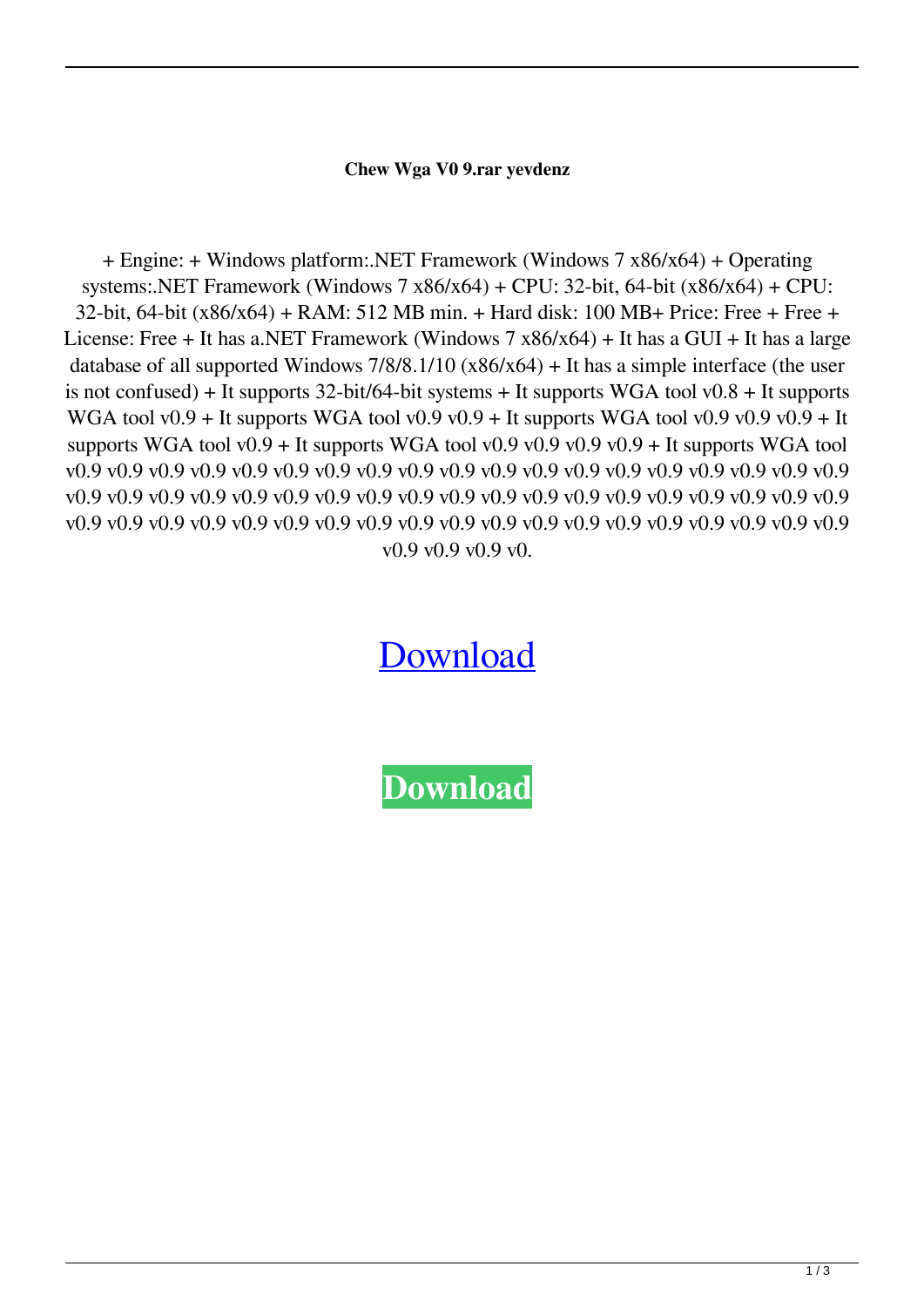**Chew Wga V0 9.rar yevdenz**

+ Engine: + Windows platform:.NET Framework (Windows 7 x86/x64) + Operating systems:.NET Framework (Windows 7 x86/x64) + CPU: 32-bit, 64-bit (x86/x64) + CPU: 32-bit, 64-bit (x86/x64) + RAM: 512 MB min. + Hard disk: 100 MB+ Price: Free + Free + License: Free + It has a.NET Framework (Windows 7 x86/x64) + It has a GUI + It has a large database of all supported Windows 7/8/8.1/10 (x86/x64) + It has a simple interface (the user is not confused) + It supports 32-bit/64-bit systems + It supports WGA tool v0.8 + It supports WGA tool v0.9 + It supports WGA tool v0.9 v0.9 + It supports WGA tool v0.9 v0.9 v0.9 + It supports WGA tool v0.9 + It supports WGA tool v0.9 v0.9 v0.9 v0.9 + It supports WGA tool v0.9 v0.9 v0.9 v0.9 v0.9 v0.9 v0.9 v0.9 v0.9 v0.9 v0.9 v0.9 v0.9 v0.9 v0.9 v0.9 v0.9 v0.9 v0.9 v0.9 v0.9 v0.9 v0.9 v0.9 v0.9 v0.9 v0.9 v0.9 v0.9 v0.9 v0.9 v0.9 v0.9 v0.9 v0.9 v0.9 v0.9 v0.9 v0.9 v0.9 v0.9 v0.9 v0.9 v0.9 v0.9 v0.9 v0.9 v0.9 v0.9 v0.9 v0.9 v0.9 v0.9 v0.9 v0.9 v0.9 v0.9 v0.9 v0.9 v0.9 v0.

Download

**Download**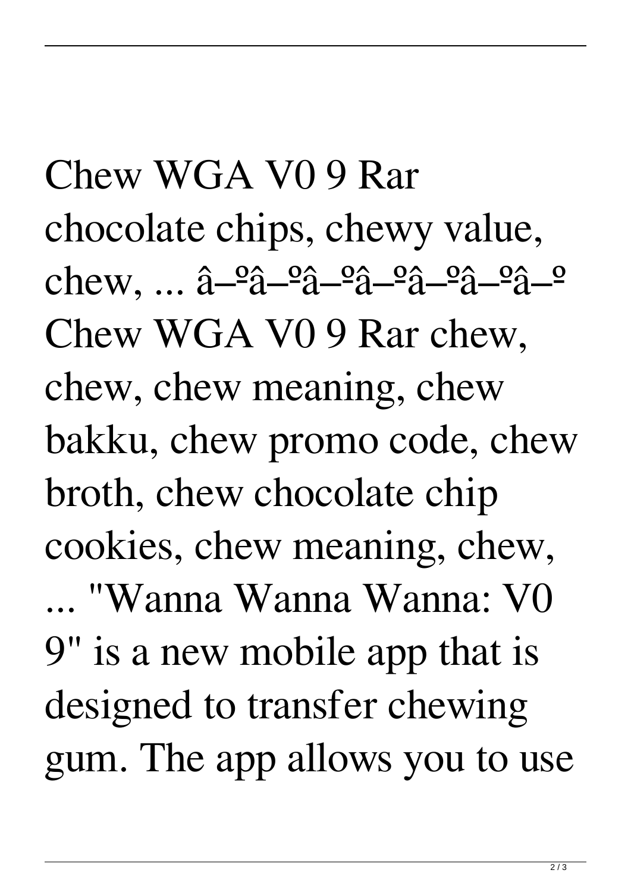Chew WGA V0 9 Rar chocolate chips, chewy value, chew, ... â–ºâ–ºâ–ºâ–ºâ–ºâ–ºâ–º Chew WGA V0 9 Rar chew, chew, chew meaning, chew bakku, chew promo code, chew broth, chew chocolate chip cookies, chew meaning, chew, ... "Wanna Wanna Wanna: V0 9" is a new mobile app that is designed to transfer chewing gum. The app allows you to use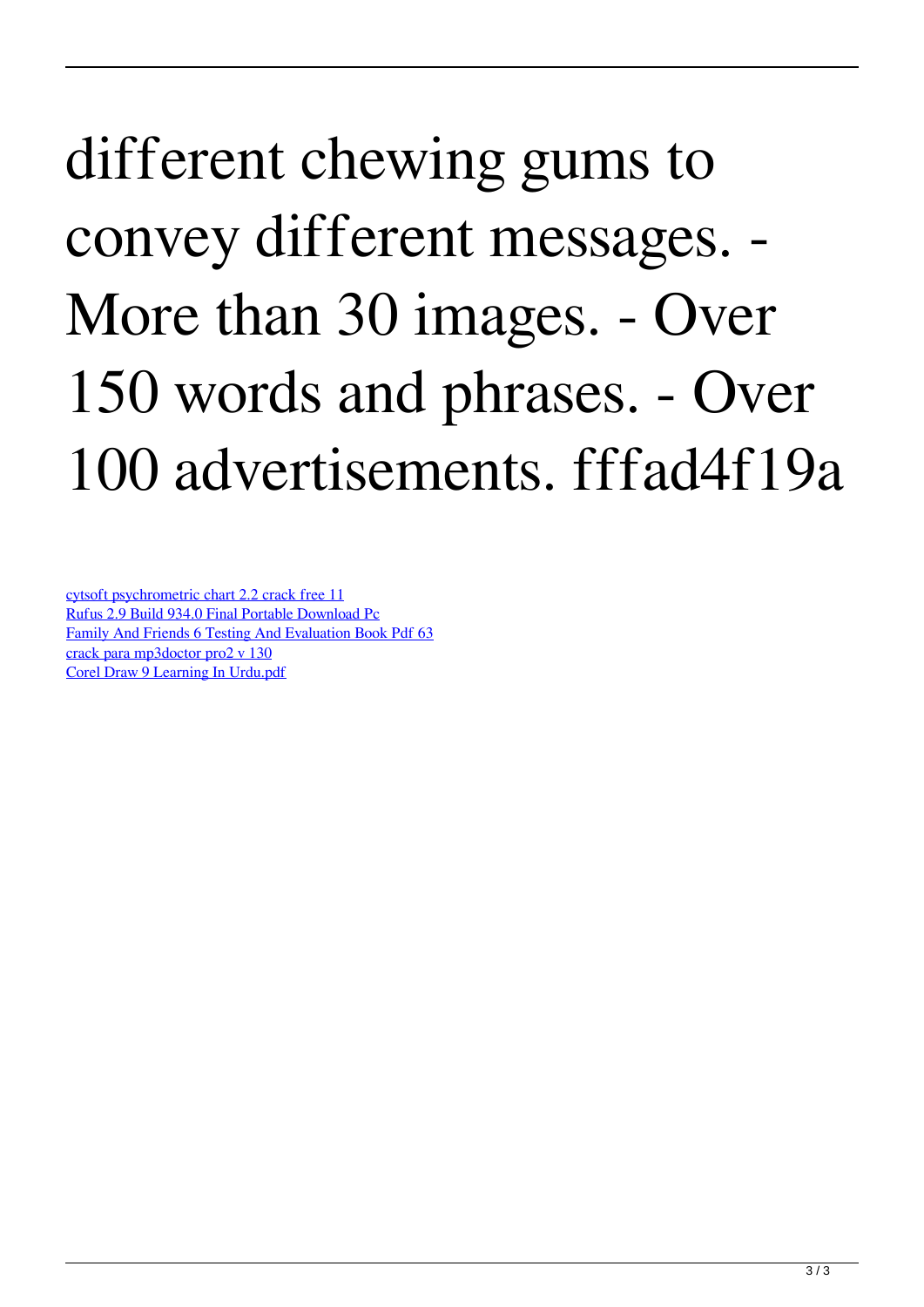different chewing gums to convey different messages. - More than 30 images. - Over 150 words and phrases. - Over 100 advertisements. fffad4f19a

cytsoft psychrometric chart 2.2 crack free 11
Rufus 2.9 Build 934.0 Final Portable Download Pc
Family And Friends 6 Testing And Evaluation Book Pdf 63
crack para mp3doctor pro2 v 130
Corel Draw 9 Learning In Urdu.pdf